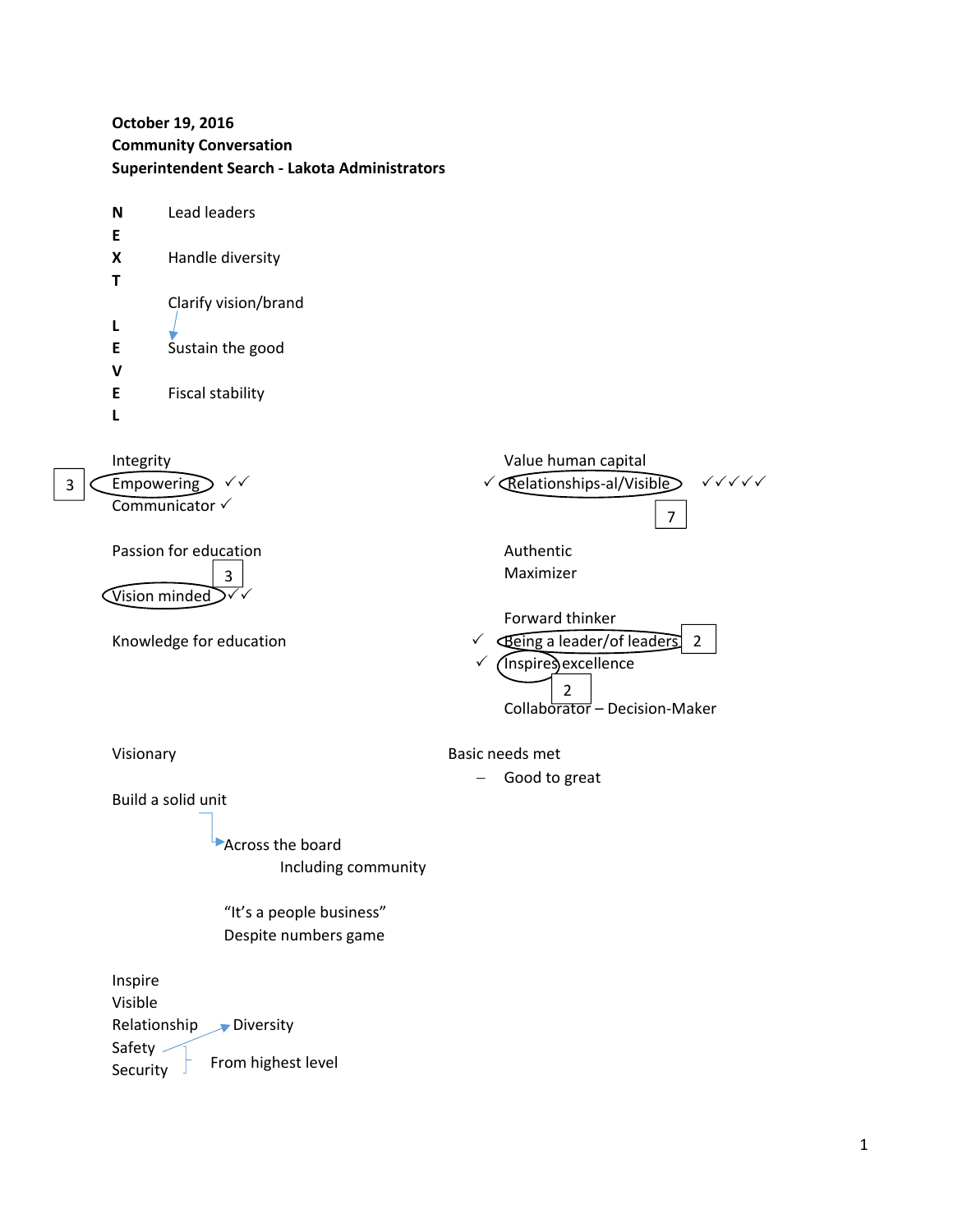**October 19, 2016**
**Community Conversation**
**Superintendent Search - Lakota Administrators**

**N** Lead leaders
**E**
**X** Handle diversity
**T**
Clarify vision/brand
**L**
**E** Sustain the good
**V**
**E** Fiscal stability
**L**

Integrity
3 Empowering ✓✓
Communicator ✓

Passion for education
3
Vision minded ✓✓

Knowledge for education

Value human capital
✓ Relationships-al/Visible ✓✓✓✓✓
7

Authentic
Maximizer

Forward thinker
✓ Being a leader/of leaders 2
✓ Inspires excellence
2
Collaborator – Decision-Maker

Visionary

Build a solid unit

Across the board
Including community

"It's a people business"
Despite numbers game

Basic needs met

- Good to great

Inspire
Visible
Relationship → Diversity
Safety
Security — From highest level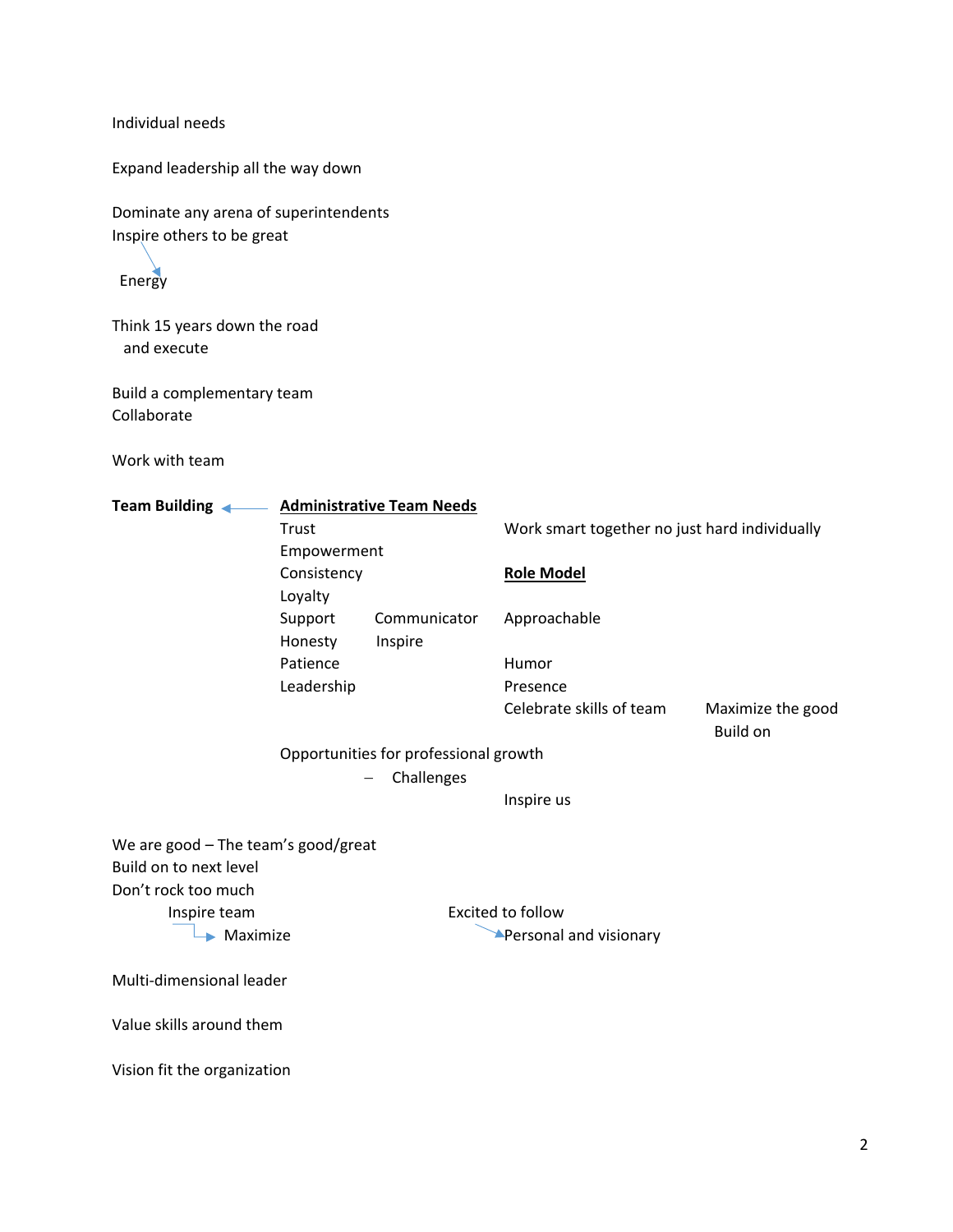Individual needs

Expand leadership all the way down

Dominate any arena of superintendents
Inspire others to be great

→ Energy

Think 15 years down the road
and execute

Build a complementary team
Collaborate

Work with team

**Team Building** ← **Administrative Team Needs**

- Trust
- Empowerment
- Consistency
- Loyalty
- Support
- Honesty
- Patience
- Leadership

Communicator
Inspire

Work smart together no just hard individually

**Role Model**

- Approachable
- Humor
- Presence
- Celebrate skills of team

Maximize the good
Build on

Opportunities for professional growth
- Challenges

Inspire us

We are good – The team's good/great
Build on to next level
Don't rock too much
Inspire team
→ Maximize

Excited to follow
→ Personal and visionary

Multi-dimensional leader

Value skills around them

Vision fit the organization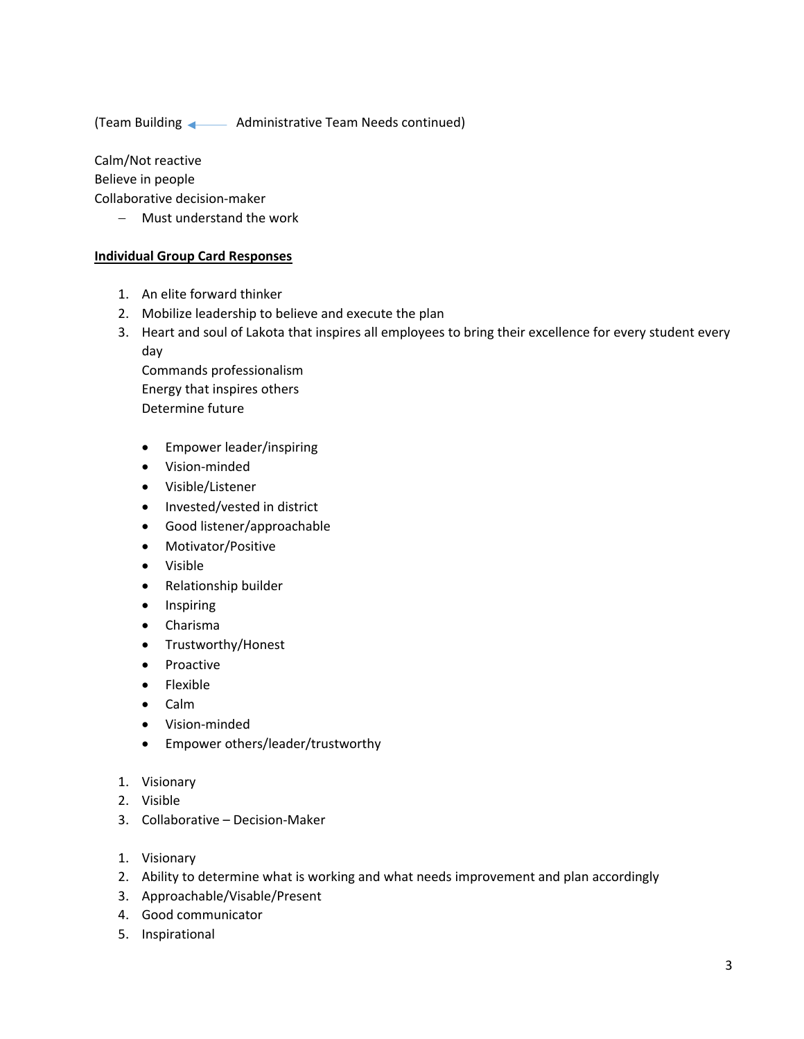(Team Building ← Administrative Team Needs continued)

Calm/Not reactive
Believe in people
Collaborative decision-maker

- Must understand the work

**Individual Group Card Responses**

1. An elite forward thinker
2. Mobilize leadership to believe and execute the plan
3. Heart and soul of Lakota that inspires all employees to bring their excellence for every student every day
   Commands professionalism
   Energy that inspires others
   Determine future

- Empower leader/inspiring
- Vision-minded
- Visible/Listener
- Invested/vested in district
- Good listener/approachable
- Motivator/Positive
- Visible
- Relationship builder
- Inspiring
- Charisma
- Trustworthy/Honest
- Proactive
- Flexible
- Calm
- Vision-minded
- Empower others/leader/trustworthy

1. Visionary
2. Visible
3. Collaborative – Decision-Maker

1. Visionary
2. Ability to determine what is working and what needs improvement and plan accordingly
3. Approachable/Visable/Present
4. Good communicator
5. Inspirational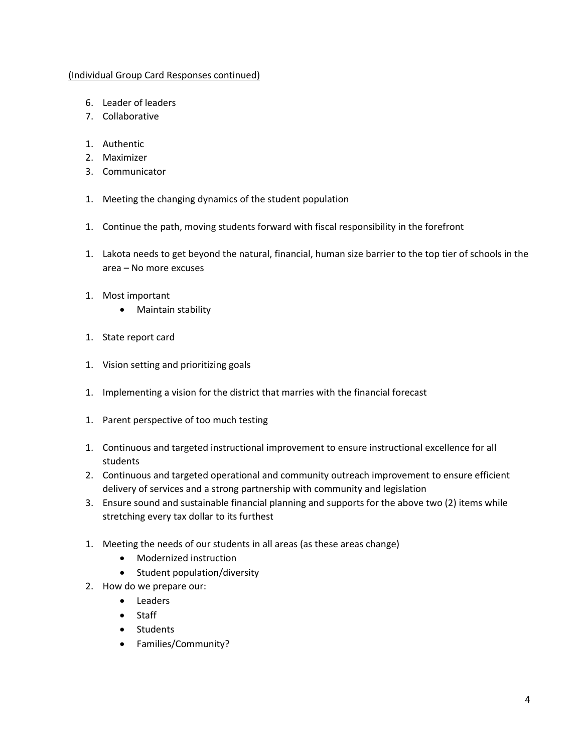(Individual Group Card Responses continued)

6. Leader of leaders
7. Collaborative

1. Authentic
2. Maximizer
3. Communicator

1. Meeting the changing dynamics of the student population

1. Continue the path, moving students forward with fiscal responsibility in the forefront

1. Lakota needs to get beyond the natural, financial, human size barrier to the top tier of schools in the area – No more excuses

1. Most important
    - Maintain stability

1. State report card

1. Vision setting and prioritizing goals

1. Implementing a vision for the district that marries with the financial forecast

1. Parent perspective of too much testing

1. Continuous and targeted instructional improvement to ensure instructional excellence for all students
2. Continuous and targeted operational and community outreach improvement to ensure efficient delivery of services and a strong partnership with community and legislation
3. Ensure sound and sustainable financial planning and supports for the above two (2) items while stretching every tax dollar to its furthest

1. Meeting the needs of our students in all areas (as these areas change)
    - Modernized instruction
    - Student population/diversity
2. How do we prepare our:
    - Leaders
    - Staff
    - Students
    - Families/Community?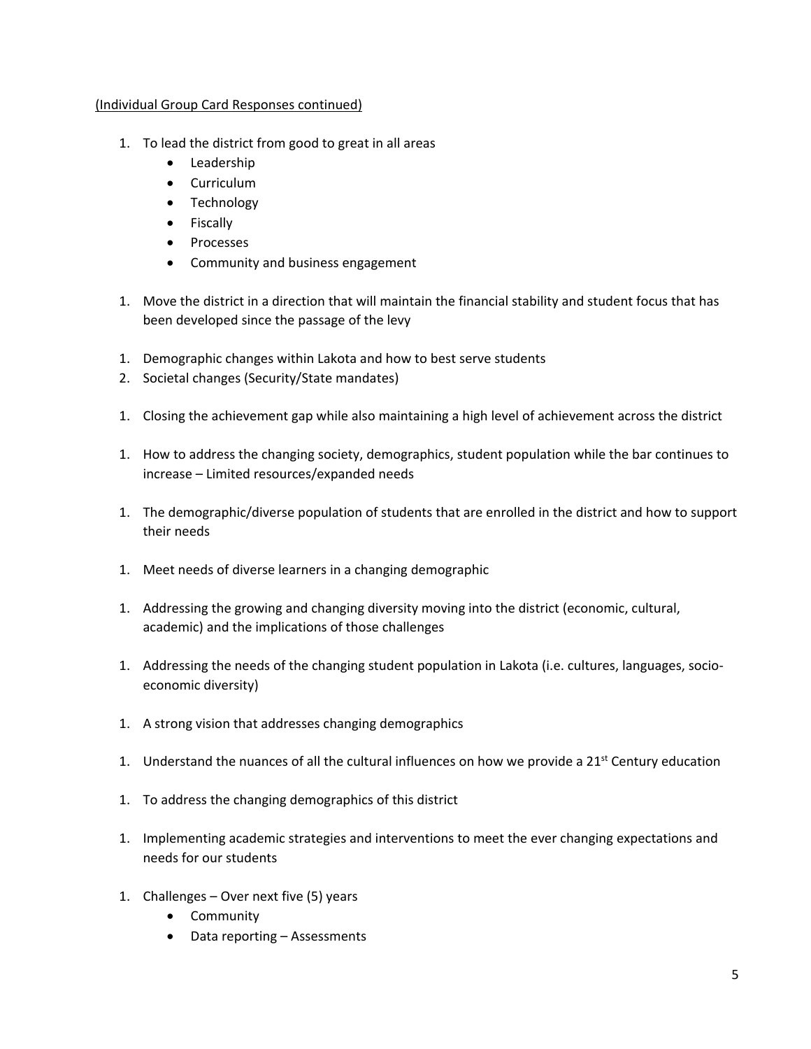(Individual Group Card Responses continued)

1. To lead the district from good to great in all areas
    - Leadership
    - Curriculum
    - Technology
    - Fiscally
    - Processes
    - Community and business engagement

1. Move the district in a direction that will maintain the financial stability and student focus that has been developed since the passage of the levy

1. Demographic changes within Lakota and how to best serve students
2. Societal changes (Security/State mandates)

1. Closing the achievement gap while also maintaining a high level of achievement across the district

1. How to address the changing society, demographics, student population while the bar continues to increase – Limited resources/expanded needs

1. The demographic/diverse population of students that are enrolled in the district and how to support their needs

1. Meet needs of diverse learners in a changing demographic

1. Addressing the growing and changing diversity moving into the district (economic, cultural, academic) and the implications of those challenges

1. Addressing the needs of the changing student population in Lakota (i.e. cultures, languages, socio-economic diversity)

1. A strong vision that addresses changing demographics

1. Understand the nuances of all the cultural influences on how we provide a 21st Century education

1. To address the changing demographics of this district

1. Implementing academic strategies and interventions to meet the ever changing expectations and needs for our students

1. Challenges – Over next five (5) years
    - Community
    - Data reporting – Assessments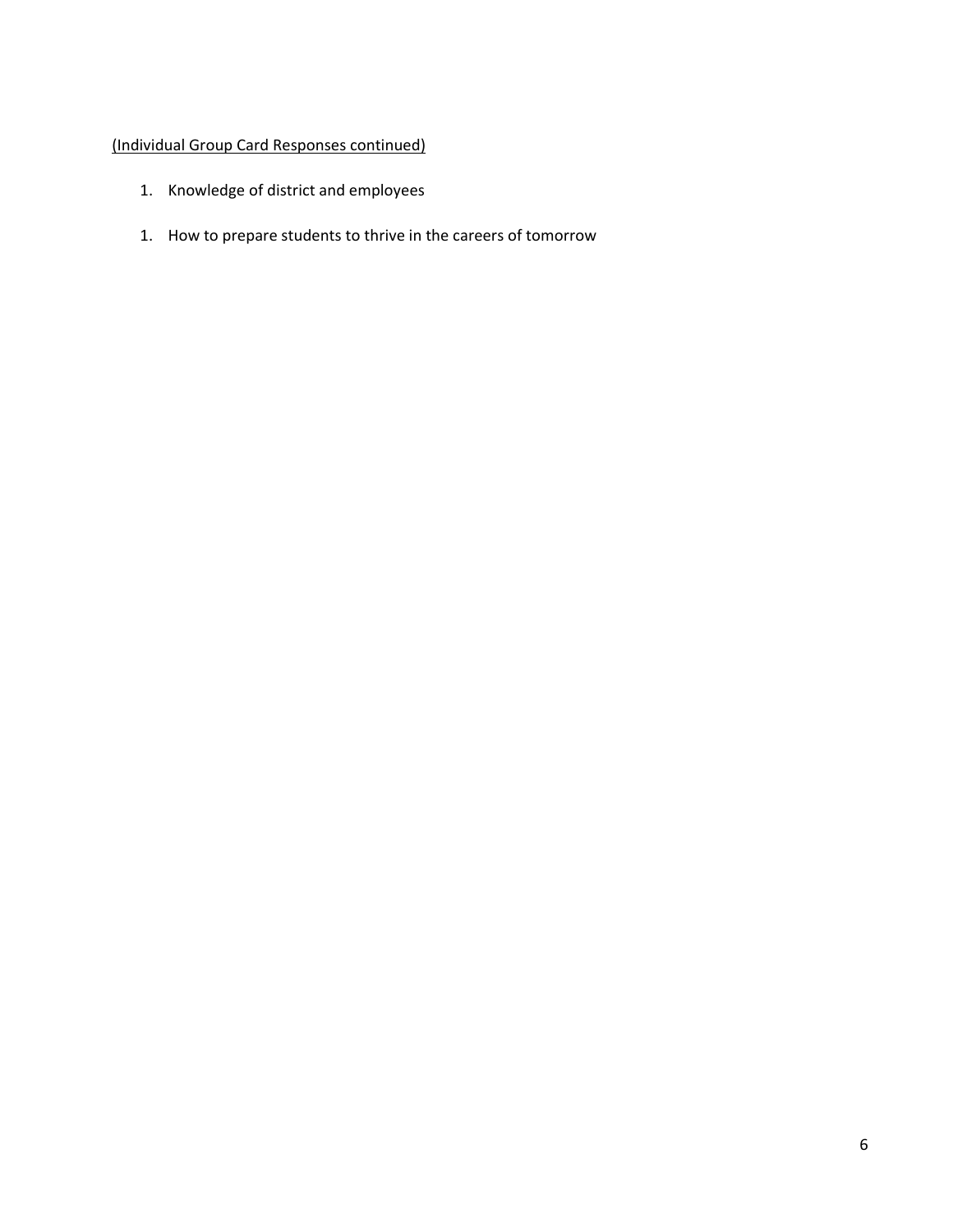<u>(Individual Group Card Responses continued)</u>

1. Knowledge of district and employees

1. How to prepare students to thrive in the careers of tomorrow